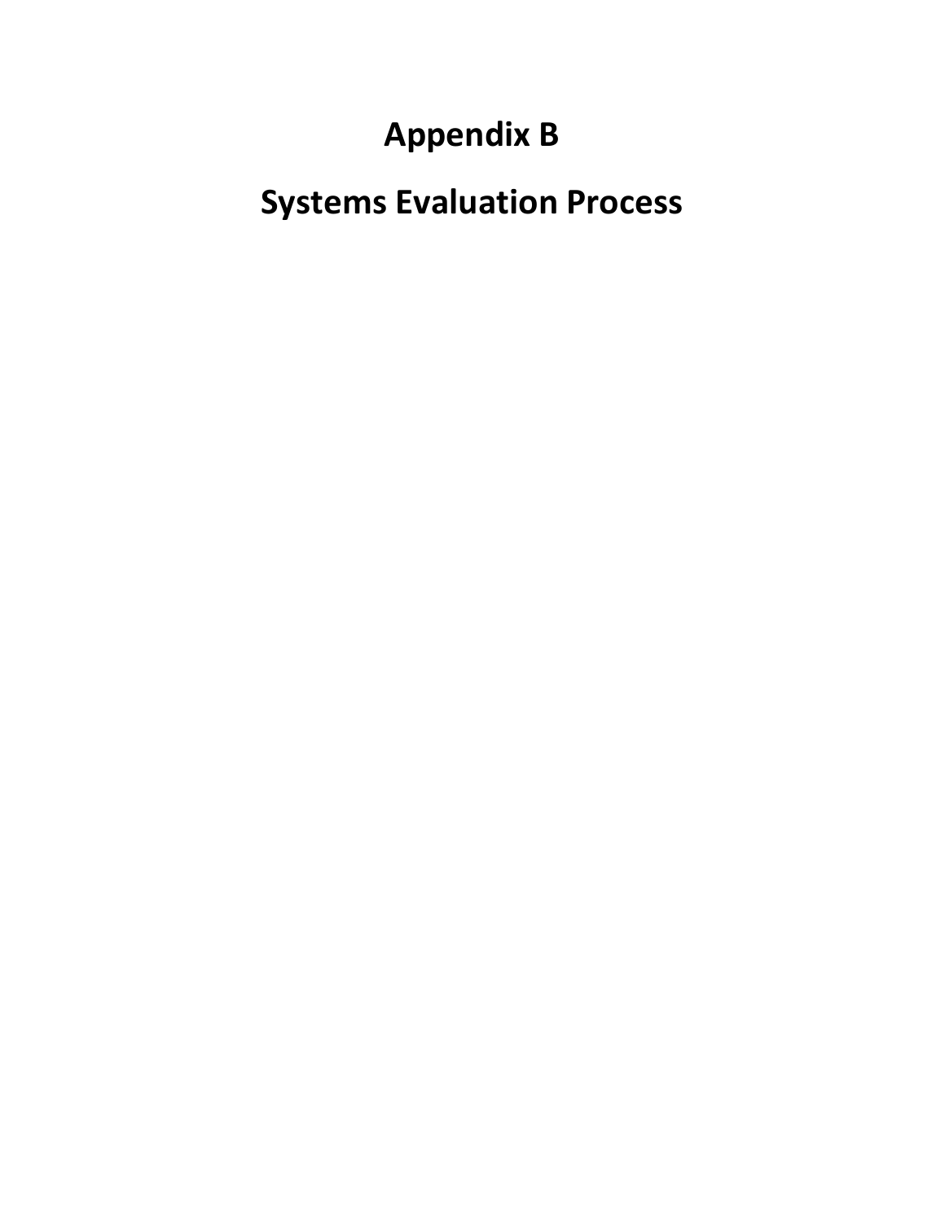# Appendix B

# Systems Evaluation Process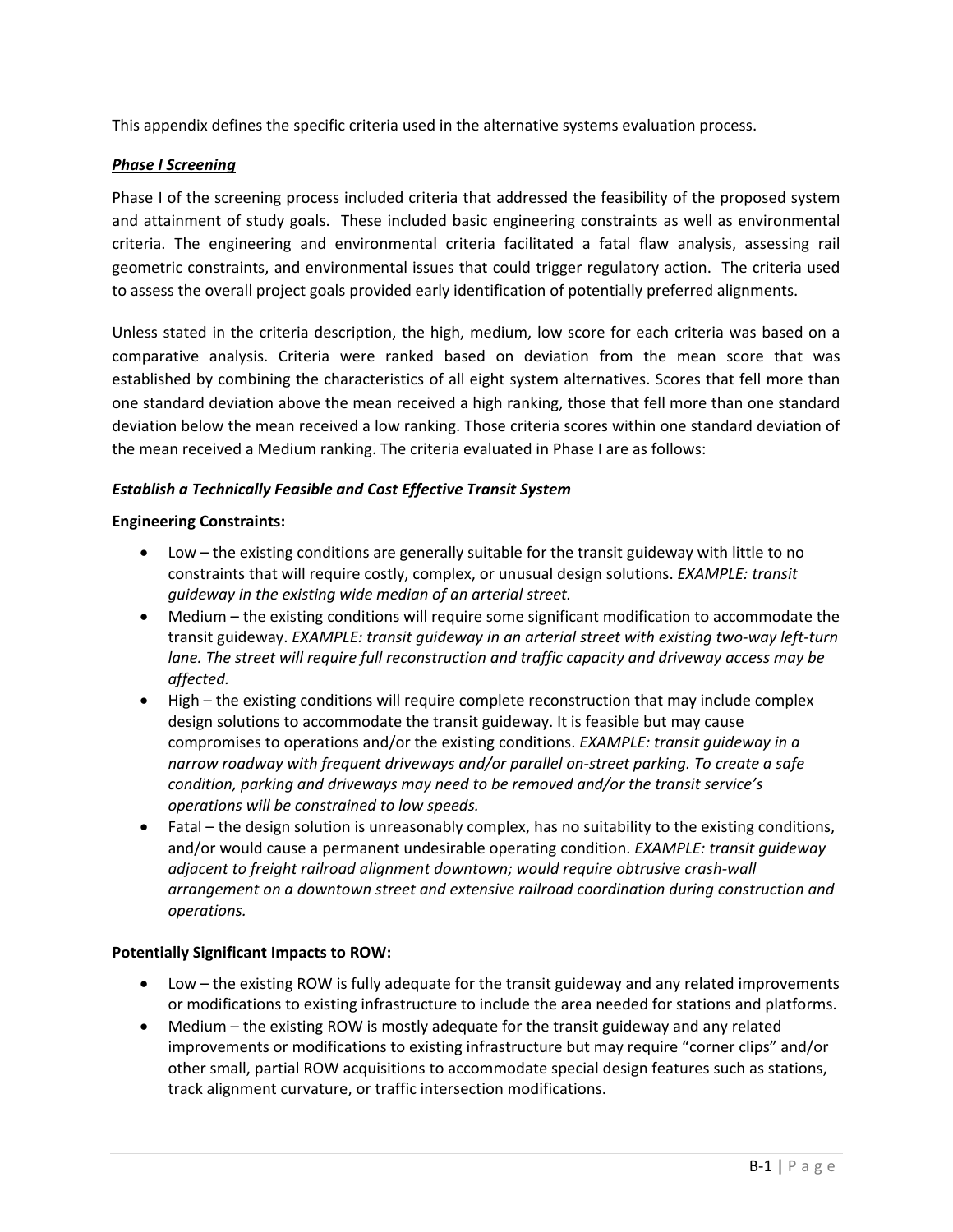This appendix defines the specific criteria used in the alternative systems evaluation process.

***Phase I Screening***

Phase I of the screening process included criteria that addressed the feasibility of the proposed system and attainment of study goals. These included basic engineering constraints as well as environmental criteria. The engineering and environmental criteria facilitated a fatal flaw analysis, assessing rail geometric constraints, and environmental issues that could trigger regulatory action. The criteria used to assess the overall project goals provided early identification of potentially preferred alignments.

Unless stated in the criteria description, the high, medium, low score for each criteria was based on a comparative analysis. Criteria were ranked based on deviation from the mean score that was established by combining the characteristics of all eight system alternatives. Scores that fell more than one standard deviation above the mean received a high ranking, those that fell more than one standard deviation below the mean received a low ranking. Those criteria scores within one standard deviation of the mean received a Medium ranking. The criteria evaluated in Phase I are as follows:

***Establish a Technically Feasible and Cost Effective Transit System***

**Engineering Constraints:**

- Low – the existing conditions are generally suitable for the transit guideway with little to no constraints that will require costly, complex, or unusual design solutions. *EXAMPLE: transit guideway in the existing wide median of an arterial street.*
- Medium – the existing conditions will require some significant modification to accommodate the transit guideway. *EXAMPLE: transit guideway in an arterial street with existing two-way left-turn lane. The street will require full reconstruction and traffic capacity and driveway access may be affected.*
- High – the existing conditions will require complete reconstruction that may include complex design solutions to accommodate the transit guideway. It is feasible but may cause compromises to operations and/or the existing conditions. *EXAMPLE: transit guideway in a narrow roadway with frequent driveways and/or parallel on-street parking. To create a safe condition, parking and driveways may need to be removed and/or the transit service's operations will be constrained to low speeds.*
- Fatal – the design solution is unreasonably complex, has no suitability to the existing conditions, and/or would cause a permanent undesirable operating condition. *EXAMPLE: transit guideway adjacent to freight railroad alignment downtown; would require obtrusive crash-wall arrangement on a downtown street and extensive railroad coordination during construction and operations.*

**Potentially Significant Impacts to ROW:**

- Low – the existing ROW is fully adequate for the transit guideway and any related improvements or modifications to existing infrastructure to include the area needed for stations and platforms.
- Medium – the existing ROW is mostly adequate for the transit guideway and any related improvements or modifications to existing infrastructure but may require "corner clips" and/or other small, partial ROW acquisitions to accommodate special design features such as stations, track alignment curvature, or traffic intersection modifications.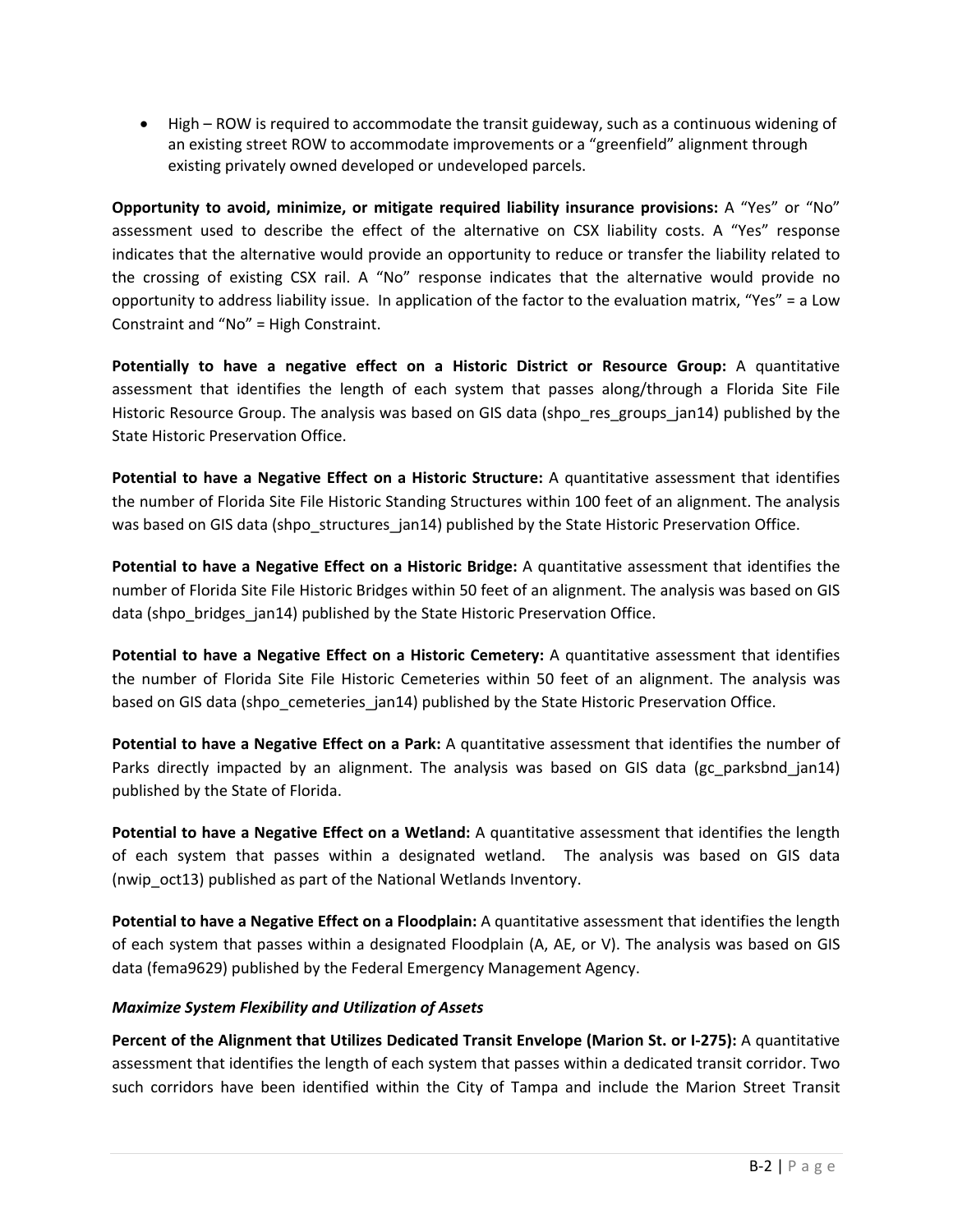- High – ROW is required to accommodate the transit guideway, such as a continuous widening of an existing street ROW to accommodate improvements or a "greenfield" alignment through existing privately owned developed or undeveloped parcels.

**Opportunity to avoid, minimize, or mitigate required liability insurance provisions:** A "Yes" or "No" assessment used to describe the effect of the alternative on CSX liability costs. A "Yes" response indicates that the alternative would provide an opportunity to reduce or transfer the liability related to the crossing of existing CSX rail. A "No" response indicates that the alternative would provide no opportunity to address liability issue. In application of the factor to the evaluation matrix, "Yes" = a Low Constraint and "No" = High Constraint.

**Potentially to have a negative effect on a Historic District or Resource Group:** A quantitative assessment that identifies the length of each system that passes along/through a Florida Site File Historic Resource Group. The analysis was based on GIS data (shpo_res_groups_jan14) published by the State Historic Preservation Office.

**Potential to have a Negative Effect on a Historic Structure:** A quantitative assessment that identifies the number of Florida Site File Historic Standing Structures within 100 feet of an alignment. The analysis was based on GIS data (shpo_structures_jan14) published by the State Historic Preservation Office.

**Potential to have a Negative Effect on a Historic Bridge:** A quantitative assessment that identifies the number of Florida Site File Historic Bridges within 50 feet of an alignment. The analysis was based on GIS data (shpo_bridges_jan14) published by the State Historic Preservation Office.

**Potential to have a Negative Effect on a Historic Cemetery:** A quantitative assessment that identifies the number of Florida Site File Historic Cemeteries within 50 feet of an alignment. The analysis was based on GIS data (shpo_cemeteries_jan14) published by the State Historic Preservation Office.

**Potential to have a Negative Effect on a Park:** A quantitative assessment that identifies the number of Parks directly impacted by an alignment. The analysis was based on GIS data (gc_parksbnd_jan14) published by the State of Florida.

**Potential to have a Negative Effect on a Wetland:** A quantitative assessment that identifies the length of each system that passes within a designated wetland. The analysis was based on GIS data (nwip_oct13) published as part of the National Wetlands Inventory.

**Potential to have a Negative Effect on a Floodplain:** A quantitative assessment that identifies the length of each system that passes within a designated Floodplain (A, AE, or V). The analysis was based on GIS data (fema9629) published by the Federal Emergency Management Agency.

***Maximize System Flexibility and Utilization of Assets***

**Percent of the Alignment that Utilizes Dedicated Transit Envelope (Marion St. or I-275):** A quantitative assessment that identifies the length of each system that passes within a dedicated transit corridor. Two such corridors have been identified within the City of Tampa and include the Marion Street Transit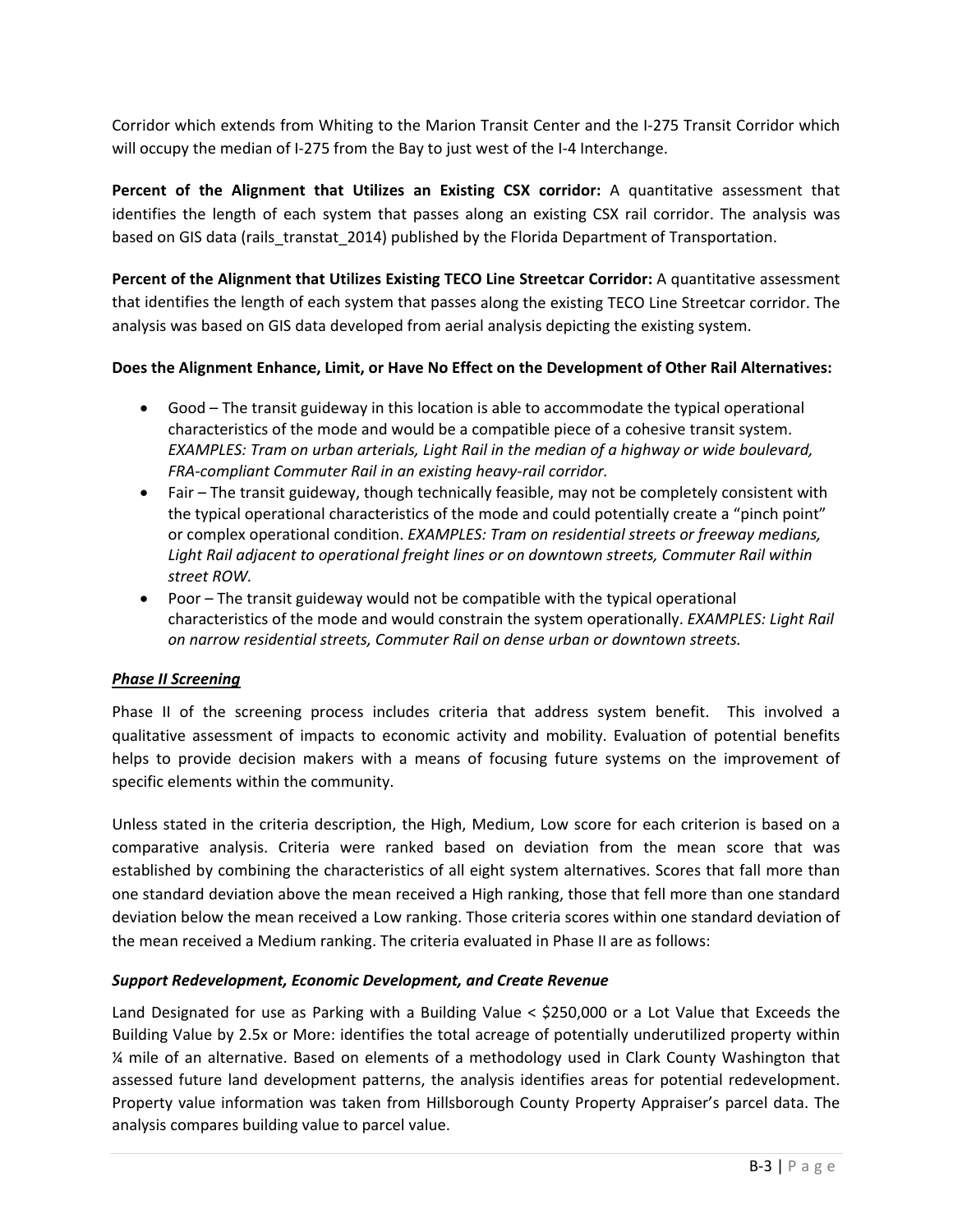Corridor which extends from Whiting to the Marion Transit Center and the I-275 Transit Corridor which will occupy the median of I-275 from the Bay to just west of the I-4 Interchange.

**Percent of the Alignment that Utilizes an Existing CSX corridor:** A quantitative assessment that identifies the length of each system that passes along an existing CSX rail corridor. The analysis was based on GIS data (rails_transtat_2014) published by the Florida Department of Transportation.

**Percent of the Alignment that Utilizes Existing TECO Line Streetcar Corridor:** A quantitative assessment that identifies the length of each system that passes along the existing TECO Line Streetcar corridor. The analysis was based on GIS data developed from aerial analysis depicting the existing system.

**Does the Alignment Enhance, Limit, or Have No Effect on the Development of Other Rail Alternatives:**

- Good – The transit guideway in this location is able to accommodate the typical operational characteristics of the mode and would be a compatible piece of a cohesive transit system. *EXAMPLES: Tram on urban arterials, Light Rail in the median of a highway or wide boulevard, FRA-compliant Commuter Rail in an existing heavy-rail corridor.*
- Fair – The transit guideway, though technically feasible, may not be completely consistent with the typical operational characteristics of the mode and could potentially create a "pinch point" or complex operational condition. *EXAMPLES: Tram on residential streets or freeway medians, Light Rail adjacent to operational freight lines or on downtown streets, Commuter Rail within street ROW.*
- Poor – The transit guideway would not be compatible with the typical operational characteristics of the mode and would constrain the system operationally. *EXAMPLES: Light Rail on narrow residential streets, Commuter Rail on dense urban or downtown streets.*

### ***Phase II Screening***

Phase II of the screening process includes criteria that address system benefit. This involved a qualitative assessment of impacts to economic activity and mobility. Evaluation of potential benefits helps to provide decision makers with a means of focusing future systems on the improvement of specific elements within the community.

Unless stated in the criteria description, the High, Medium, Low score for each criterion is based on a comparative analysis. Criteria were ranked based on deviation from the mean score that was established by combining the characteristics of all eight system alternatives. Scores that fall more than one standard deviation above the mean received a High ranking, those that fell more than one standard deviation below the mean received a Low ranking. Those criteria scores within one standard deviation of the mean received a Medium ranking. The criteria evaluated in Phase II are as follows:

#### ***Support Redevelopment, Economic Development, and Create Revenue***

Land Designated for use as Parking with a Building Value < $250,000 or a Lot Value that Exceeds the Building Value by 2.5x or More: identifies the total acreage of potentially underutilized property within ¼ mile of an alternative. Based on elements of a methodology used in Clark County Washington that assessed future land development patterns, the analysis identifies areas for potential redevelopment. Property value information was taken from Hillsborough County Property Appraiser's parcel data. The analysis compares building value to parcel value.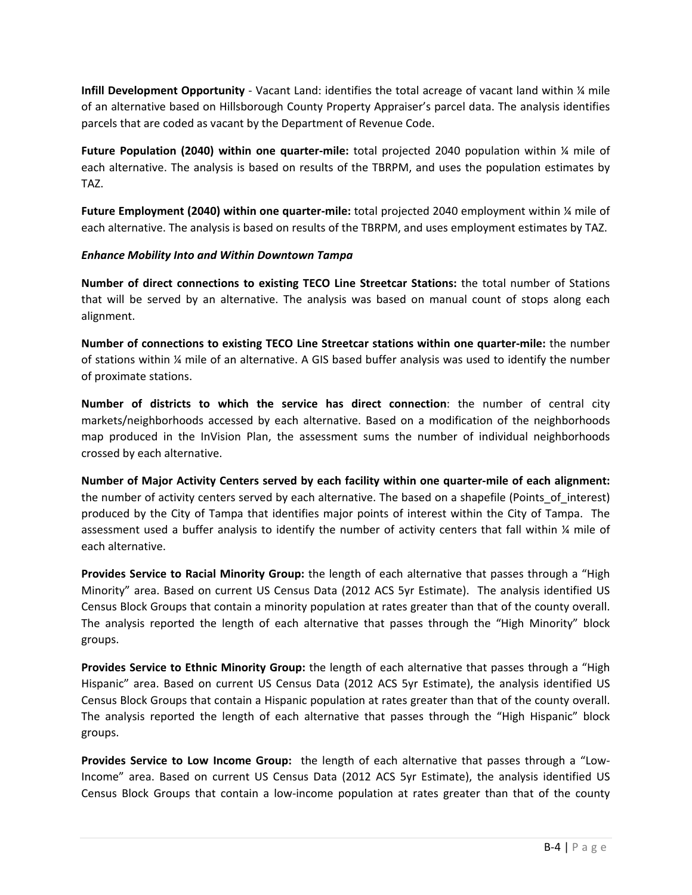**Infill Development Opportunity** - Vacant Land: identifies the total acreage of vacant land within ¼ mile of an alternative based on Hillsborough County Property Appraiser's parcel data. The analysis identifies parcels that are coded as vacant by the Department of Revenue Code.

**Future Population (2040) within one quarter-mile:** total projected 2040 population within ¼ mile of each alternative. The analysis is based on results of the TBRPM, and uses the population estimates by TAZ.

**Future Employment (2040) within one quarter-mile:** total projected 2040 employment within ¼ mile of each alternative. The analysis is based on results of the TBRPM, and uses employment estimates by TAZ.

***Enhance Mobility Into and Within Downtown Tampa***

**Number of direct connections to existing TECO Line Streetcar Stations:** the total number of Stations that will be served by an alternative. The analysis was based on manual count of stops along each alignment.

**Number of connections to existing TECO Line Streetcar stations within one quarter-mile:** the number of stations within ¼ mile of an alternative. A GIS based buffer analysis was used to identify the number of proximate stations.

**Number of districts to which the service has direct connection**: the number of central city markets/neighborhoods accessed by each alternative. Based on a modification of the neighborhoods map produced in the InVision Plan, the assessment sums the number of individual neighborhoods crossed by each alternative.

**Number of Major Activity Centers served by each facility within one quarter-mile of each alignment:** the number of activity centers served by each alternative. The based on a shapefile (Points_of_interest) produced by the City of Tampa that identifies major points of interest within the City of Tampa. The assessment used a buffer analysis to identify the number of activity centers that fall within ¼ mile of each alternative.

**Provides Service to Racial Minority Group:** the length of each alternative that passes through a "High Minority" area. Based on current US Census Data (2012 ACS 5yr Estimate). The analysis identified US Census Block Groups that contain a minority population at rates greater than that of the county overall. The analysis reported the length of each alternative that passes through the "High Minority" block groups.

**Provides Service to Ethnic Minority Group:** the length of each alternative that passes through a "High Hispanic" area. Based on current US Census Data (2012 ACS 5yr Estimate), the analysis identified US Census Block Groups that contain a Hispanic population at rates greater than that of the county overall. The analysis reported the length of each alternative that passes through the "High Hispanic" block groups.

**Provides Service to Low Income Group:** the length of each alternative that passes through a "Low-Income" area. Based on current US Census Data (2012 ACS 5yr Estimate), the analysis identified US Census Block Groups that contain a low-income population at rates greater than that of the county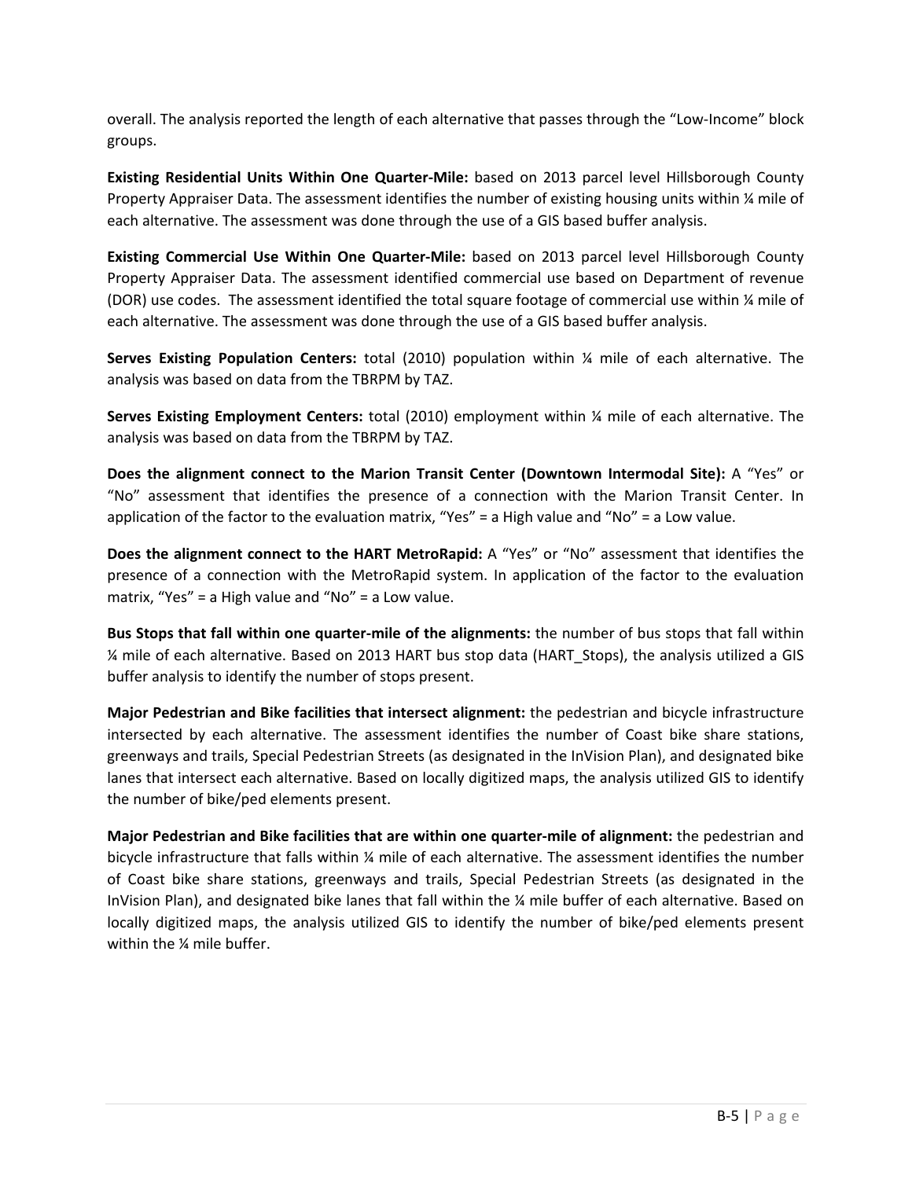overall. The analysis reported the length of each alternative that passes through the "Low-Income" block groups.

**Existing Residential Units Within One Quarter-Mile:** based on 2013 parcel level Hillsborough County Property Appraiser Data. The assessment identifies the number of existing housing units within ¼ mile of each alternative. The assessment was done through the use of a GIS based buffer analysis.

**Existing Commercial Use Within One Quarter-Mile:** based on 2013 parcel level Hillsborough County Property Appraiser Data. The assessment identified commercial use based on Department of revenue (DOR) use codes. The assessment identified the total square footage of commercial use within ¼ mile of each alternative. The assessment was done through the use of a GIS based buffer analysis.

**Serves Existing Population Centers:** total (2010) population within ¼ mile of each alternative. The analysis was based on data from the TBRPM by TAZ.

**Serves Existing Employment Centers:** total (2010) employment within ¼ mile of each alternative. The analysis was based on data from the TBRPM by TAZ.

**Does the alignment connect to the Marion Transit Center (Downtown Intermodal Site):** A "Yes" or "No" assessment that identifies the presence of a connection with the Marion Transit Center. In application of the factor to the evaluation matrix, "Yes" = a High value and "No" = a Low value.

**Does the alignment connect to the HART MetroRapid:** A "Yes" or "No" assessment that identifies the presence of a connection with the MetroRapid system. In application of the factor to the evaluation matrix, "Yes" = a High value and "No" = a Low value.

**Bus Stops that fall within one quarter-mile of the alignments:** the number of bus stops that fall within ¼ mile of each alternative. Based on 2013 HART bus stop data (HART_Stops), the analysis utilized a GIS buffer analysis to identify the number of stops present.

**Major Pedestrian and Bike facilities that intersect alignment:** the pedestrian and bicycle infrastructure intersected by each alternative. The assessment identifies the number of Coast bike share stations, greenways and trails, Special Pedestrian Streets (as designated in the InVision Plan), and designated bike lanes that intersect each alternative. Based on locally digitized maps, the analysis utilized GIS to identify the number of bike/ped elements present.

**Major Pedestrian and Bike facilities that are within one quarter-mile of alignment:** the pedestrian and bicycle infrastructure that falls within ¼ mile of each alternative. The assessment identifies the number of Coast bike share stations, greenways and trails, Special Pedestrian Streets (as designated in the InVision Plan), and designated bike lanes that fall within the ¼ mile buffer of each alternative. Based on locally digitized maps, the analysis utilized GIS to identify the number of bike/ped elements present within the ¼ mile buffer.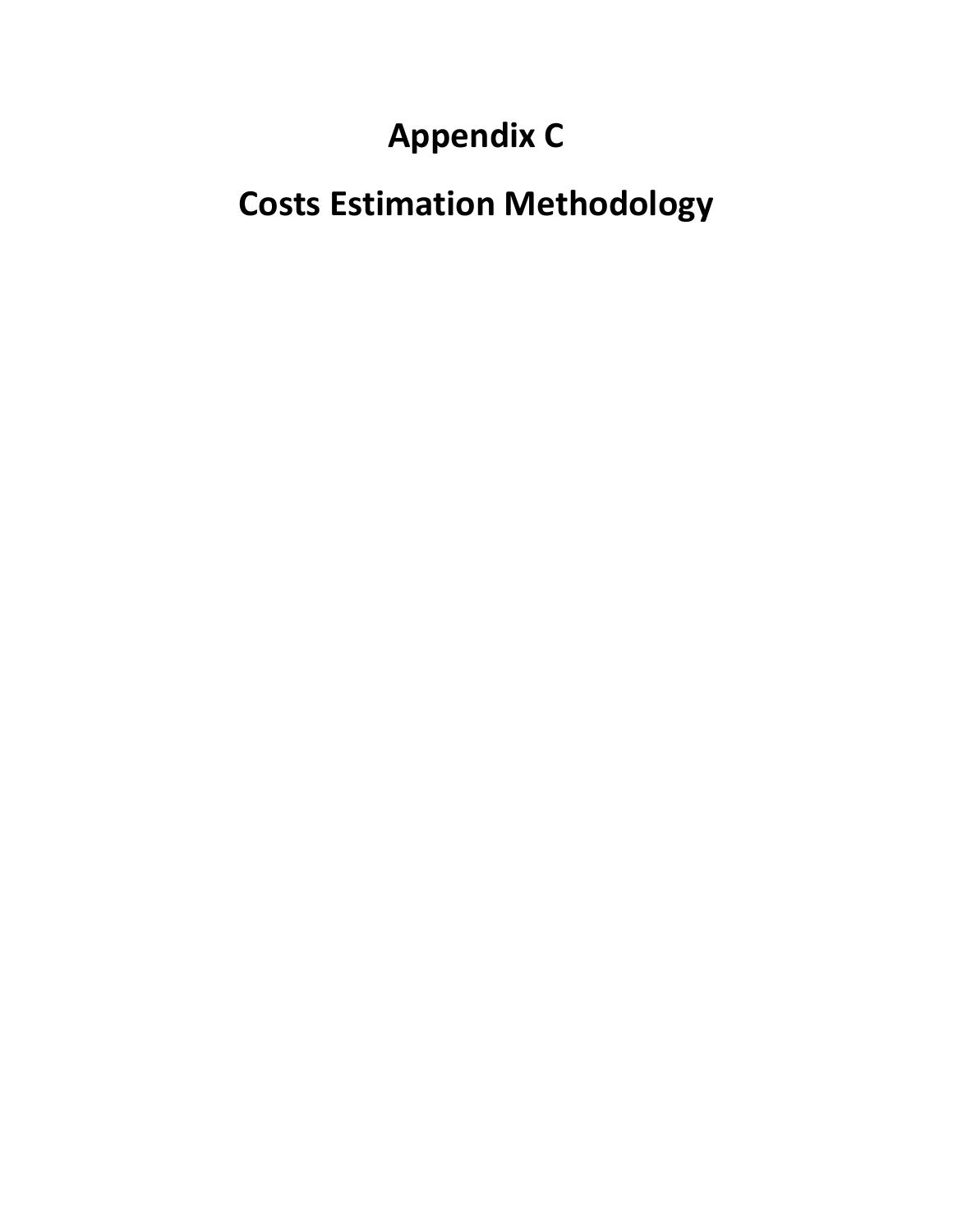# Appendix C

# Costs Estimation Methodology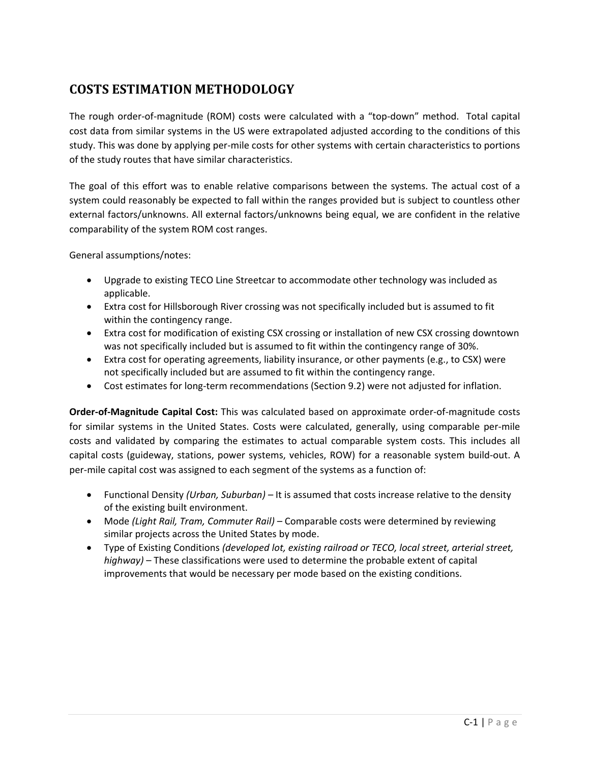# COSTS ESTIMATION METHODOLOGY

The rough order-of-magnitude (ROM) costs were calculated with a "top-down" method. Total capital cost data from similar systems in the US were extrapolated adjusted according to the conditions of this study. This was done by applying per-mile costs for other systems with certain characteristics to portions of the study routes that have similar characteristics.

The goal of this effort was to enable relative comparisons between the systems. The actual cost of a system could reasonably be expected to fall within the ranges provided but is subject to countless other external factors/unknowns. All external factors/unknowns being equal, we are confident in the relative comparability of the system ROM cost ranges.

General assumptions/notes:

- Upgrade to existing TECO Line Streetcar to accommodate other technology was included as applicable.
- Extra cost for Hillsborough River crossing was not specifically included but is assumed to fit within the contingency range.
- Extra cost for modification of existing CSX crossing or installation of new CSX crossing downtown was not specifically included but is assumed to fit within the contingency range of 30%.
- Extra cost for operating agreements, liability insurance, or other payments (e.g., to CSX) were not specifically included but are assumed to fit within the contingency range.
- Cost estimates for long-term recommendations (Section 9.2) were not adjusted for inflation.

**Order-of-Magnitude Capital Cost:** This was calculated based on approximate order-of-magnitude costs for similar systems in the United States. Costs were calculated, generally, using comparable per-mile costs and validated by comparing the estimates to actual comparable system costs. This includes all capital costs (guideway, stations, power systems, vehicles, ROW) for a reasonable system build-out. A per-mile capital cost was assigned to each segment of the systems as a function of:

- Functional Density *(Urban, Suburban)* – It is assumed that costs increase relative to the density of the existing built environment.
- Mode *(Light Rail, Tram, Commuter Rail)* – Comparable costs were determined by reviewing similar projects across the United States by mode.
- Type of Existing Conditions *(developed lot, existing railroad or TECO, local street, arterial street, highway)* – These classifications were used to determine the probable extent of capital improvements that would be necessary per mode based on the existing conditions.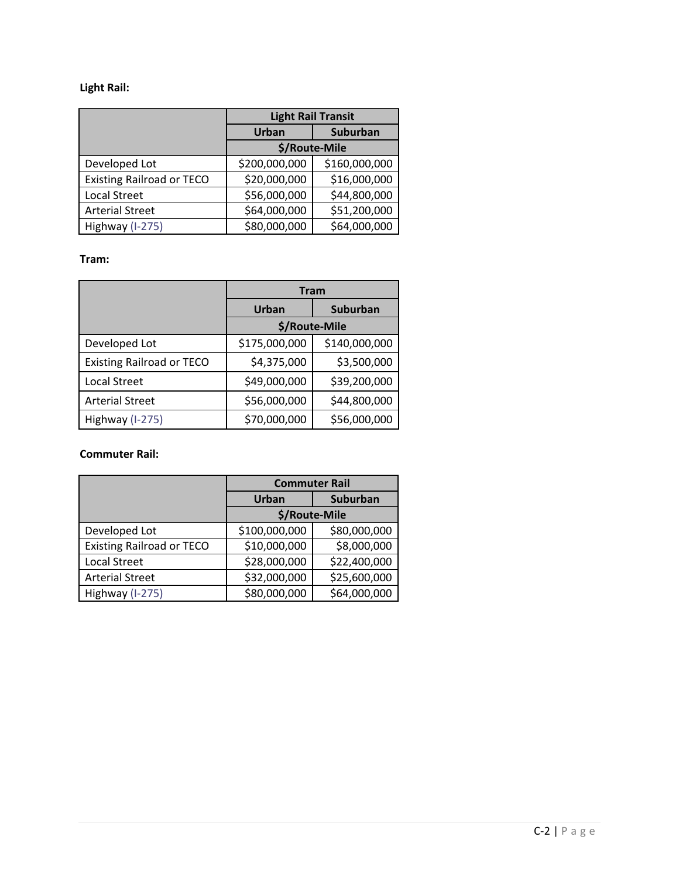**Light Rail:**

| | Light Rail Transit | |
|---|---|---|
| | Urban | Suburban |
| | $/Route-Mile | |
| Developed Lot | $200,000,000 | $160,000,000 |
| Existing Railroad or TECO | $20,000,000 | $16,000,000 |
| Local Street | $56,000,000 | $44,800,000 |
| Arterial Street | $64,000,000 | $51,200,000 |
| Highway (I-275) | $80,000,000 | $64,000,000 |

**Tram:**

| | Tram | |
|---|---|---|
| | Urban | Suburban |
| | $/Route-Mile | |
| Developed Lot | $175,000,000 | $140,000,000 |
| Existing Railroad or TECO | $4,375,000 | $3,500,000 |
| Local Street | $49,000,000 | $39,200,000 |
| Arterial Street | $56,000,000 | $44,800,000 |
| Highway (I-275) | $70,000,000 | $56,000,000 |

**Commuter Rail:**

| | Commuter Rail | |
|---|---|---|
| | Urban | Suburban |
| | $/Route-Mile | |
| Developed Lot | $100,000,000 | $80,000,000 |
| Existing Railroad or TECO | $10,000,000 | $8,000,000 |
| Local Street | $28,000,000 | $22,400,000 |
| Arterial Street | $32,000,000 | $25,600,000 |
| Highway (I-275) | $80,000,000 | $64,000,000 |